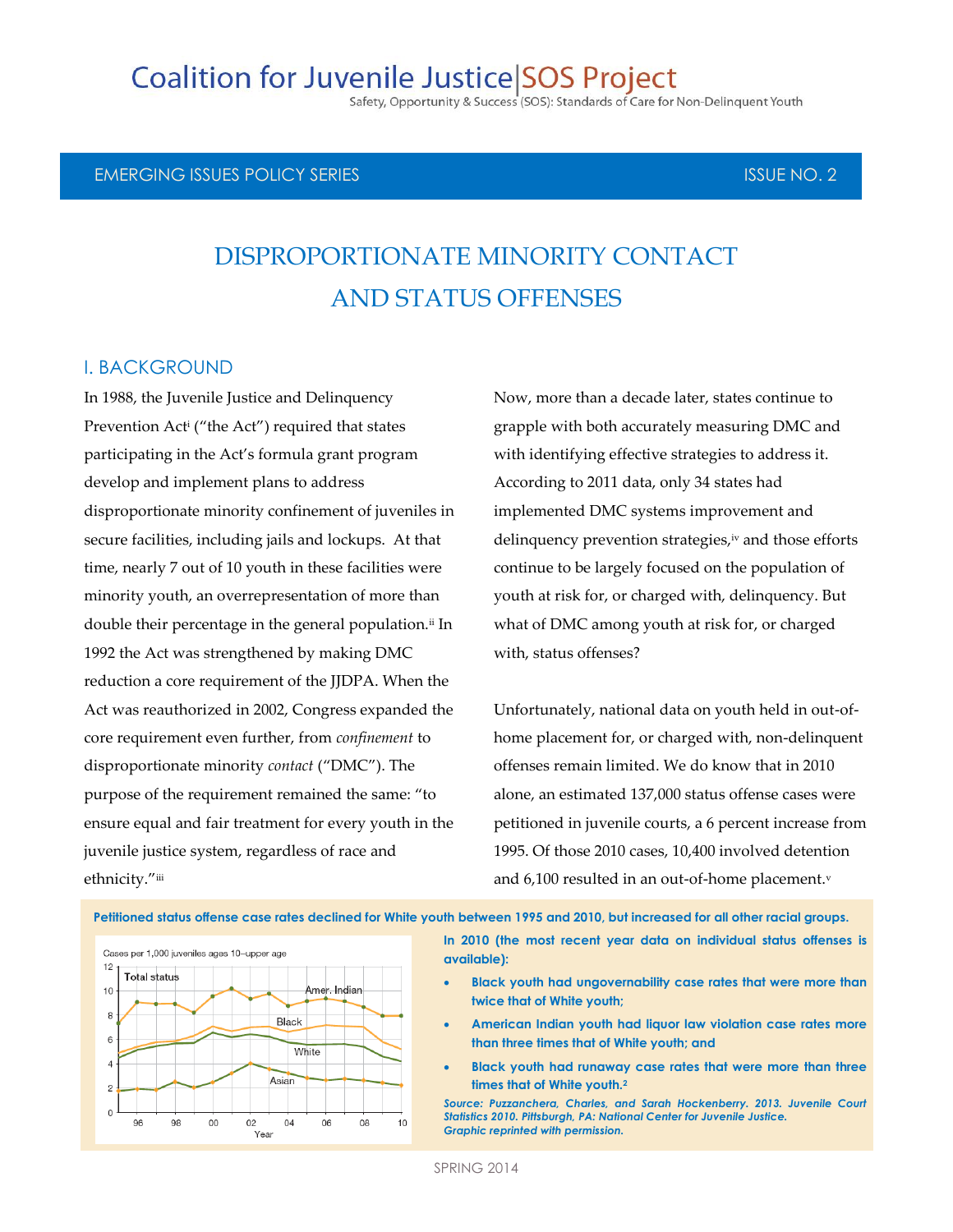# Coalition for Juvenile Justice|SOS Project

Safety, Opportunity & Success (SOS): Standards of Care for Non-Delinquent Youth

EMERGING ISSUES POLICY SERIES — ISSUE NO. 2

# DISPROPORTIONATE MINORITY CONTACT AND STATUS OFFENSES

## I. BACKGROUND

In 1988, the Juvenile Justice and Delinquency Prevention Act[i] ("the Act") required that states participating in the Act's formula grant program develop and implement plans to address disproportionate minority confinement of juveniles in secure facilities, including jails and lockups. At that time, nearly 7 out of 10 youth in these facilities were minority youth, an overrepresentation of more than double their percentage in the general population.[ii] In 1992 the Act was strengthened by making DMC reduction a core requirement of the JJDPA. When the Act was reauthorized in 2002, Congress expanded the core requirement even further, from *confinement* to disproportionate minority *contact* ("DMC"). The purpose of the requirement remained the same: "to ensure equal and fair treatment for every youth in the juvenile justice system, regardless of race and ethnicity."[iii]

Now, more than a decade later, states continue to grapple with both accurately measuring DMC and with identifying effective strategies to address it. According to 2011 data, only 34 states had implemented DMC systems improvement and delinquency prevention strategies,[iv] and those efforts continue to be largely focused on the population of youth at risk for, or charged with, delinquency. But what of DMC among youth at risk for, or charged with, status offenses?

Unfortunately, national data on youth held in out-of-home placement for, or charged with, non-delinquent offenses remain limited. We do know that in 2010 alone, an estimated 137,000 status offense cases were petitioned in juvenile courts, a 6 percent increase from 1995. Of those 2010 cases, 10,400 involved detention and 6,100 resulted in an out-of-home placement.[v]

**Petitioned status offense case rates declined for White youth between 1995 and 2010, but increased for all other racial groups.**

**In 2010 (the most recent year data on individual status offenses is available):**

- **Black youth had ungovernability case rates that were more than twice that of White youth;**
- **American Indian youth had liquor law violation case rates more than three times that of White youth; and**
- **Black youth had runaway case rates that were more than three times that of White youth.[2]**

***Source: Puzzanchera, Charles, and Sarah Hockenberry. 2013. Juvenile Court Statistics 2010. Pittsburgh, PA: National Center for Juvenile Justice. Graphic reprinted with permission.***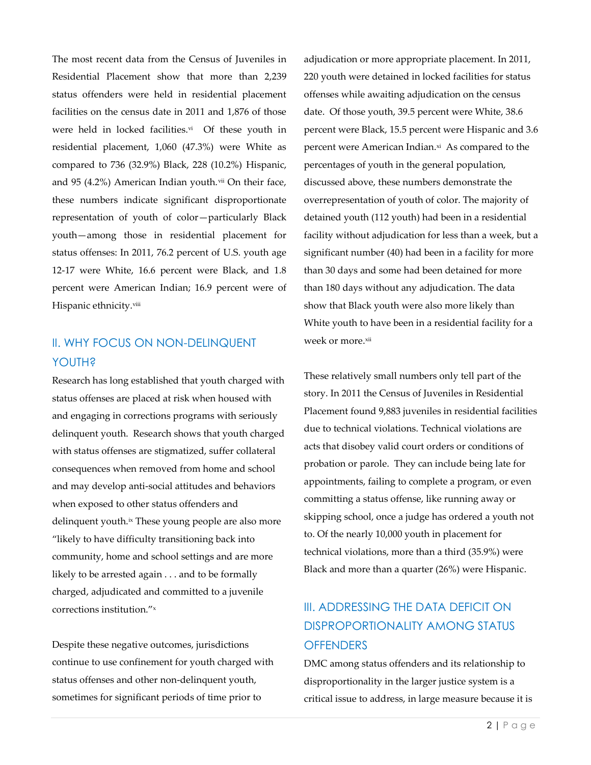The most recent data from the Census of Juveniles in Residential Placement show that more than 2,239 status offenders were held in residential placement facilities on the census date in 2011 and 1,876 of those were held in locked facilities.[vi] Of these youth in residential placement, 1,060 (47.3%) were White as compared to 736 (32.9%) Black, 228 (10.2%) Hispanic, and 95 (4.2%) American Indian youth.[vii] On their face, these numbers indicate significant disproportionate representation of youth of color—particularly Black youth—among those in residential placement for status offenses: In 2011, 76.2 percent of U.S. youth age 12-17 were White, 16.6 percent were Black, and 1.8 percent were American Indian; 16.9 percent were of Hispanic ethnicity.[viii]

## II. WHY FOCUS ON NON-DELINQUENT YOUTH?

Research has long established that youth charged with status offenses are placed at risk when housed with and engaging in corrections programs with seriously delinquent youth. Research shows that youth charged with status offenses are stigmatized, suffer collateral consequences when removed from home and school and may develop anti-social attitudes and behaviors when exposed to other status offenders and delinquent youth.[ix] These young people are also more "likely to have difficulty transitioning back into community, home and school settings and are more likely to be arrested again . . . and to be formally charged, adjudicated and committed to a juvenile corrections institution."[x]

Despite these negative outcomes, jurisdictions continue to use confinement for youth charged with status offenses and other non-delinquent youth, sometimes for significant periods of time prior to adjudication or more appropriate placement. In 2011, 220 youth were detained in locked facilities for status offenses while awaiting adjudication on the census date. Of those youth, 39.5 percent were White, 38.6 percent were Black, 15.5 percent were Hispanic and 3.6 percent were American Indian.[xi] As compared to the percentages of youth in the general population, discussed above, these numbers demonstrate the overrepresentation of youth of color. The majority of detained youth (112 youth) had been in a residential facility without adjudication for less than a week, but a significant number (40) had been in a facility for more than 30 days and some had been detained for more than 180 days without any adjudication. The data show that Black youth were also more likely than White youth to have been in a residential facility for a week or more.[xii]

These relatively small numbers only tell part of the story. In 2011 the Census of Juveniles in Residential Placement found 9,883 juveniles in residential facilities due to technical violations. Technical violations are acts that disobey valid court orders or conditions of probation or parole. They can include being late for appointments, failing to complete a program, or even committing a status offense, like running away or skipping school, once a judge has ordered a youth not to. Of the nearly 10,000 youth in placement for technical violations, more than a third (35.9%) were Black and more than a quarter (26%) were Hispanic.

## III. ADDRESSING THE DATA DEFICIT ON DISPROPORTIONALITY AMONG STATUS OFFENDERS

DMC among status offenders and its relationship to disproportionality in the larger justice system is a critical issue to address, in large measure because it is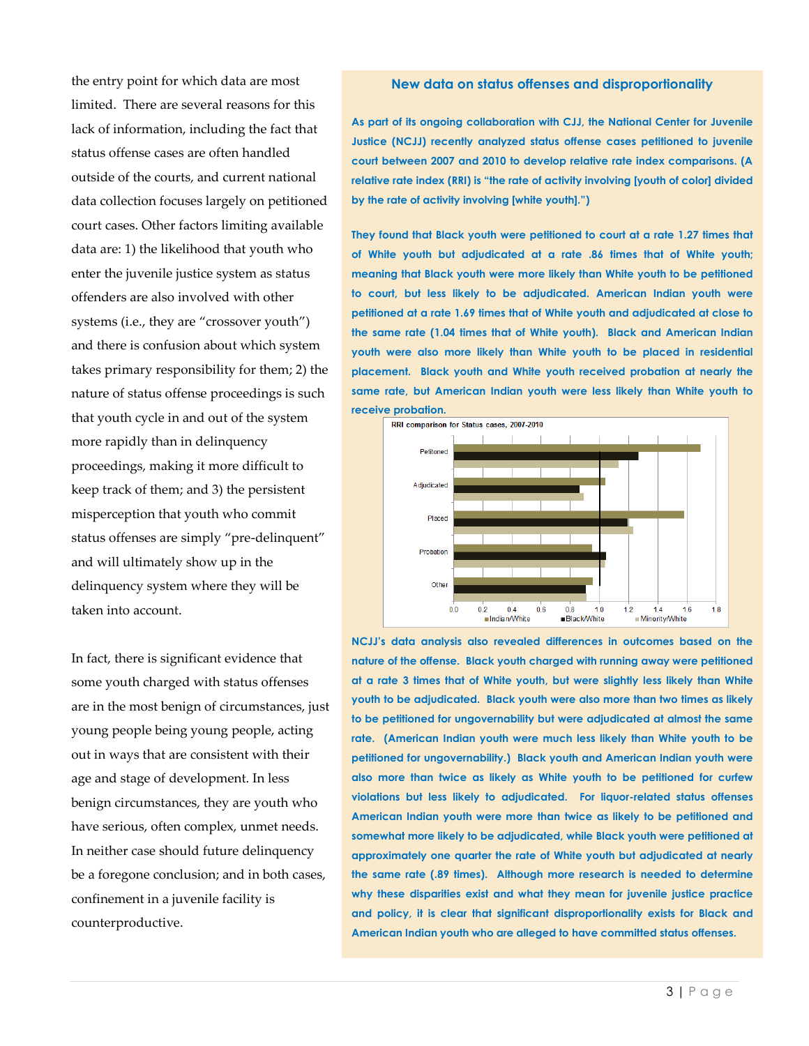the entry point for which data are most limited. There are several reasons for this lack of information, including the fact that status offense cases are often handled outside of the courts, and current national data collection focuses largely on petitioned court cases. Other factors limiting available data are: 1) the likelihood that youth who enter the juvenile justice system as status offenders are also involved with other systems (i.e., they are "crossover youth") and there is confusion about which system takes primary responsibility for them; 2) the nature of status offense proceedings is such that youth cycle in and out of the system more rapidly than in delinquency proceedings, making it more difficult to keep track of them; and 3) the persistent misperception that youth who commit status offenses are simply "pre-delinquent" and will ultimately show up in the delinquency system where they will be taken into account.

In fact, there is significant evidence that some youth charged with status offenses are in the most benign of circumstances, just young people being young people, acting out in ways that are consistent with their age and stage of development. In less benign circumstances, they are youth who have serious, often complex, unmet needs. In neither case should future delinquency be a foregone conclusion; and in both cases, confinement in a juvenile facility is counterproductive.

## New data on status offenses and disproportionality

**As part of its ongoing collaboration with CJJ, the National Center for Juvenile Justice (NCJJ) recently analyzed status offense cases petitioned to juvenile court between 2007 and 2010 to develop relative rate index comparisons. (A relative rate index (RRI) is "the rate of activity involving [youth of color] divided by the rate of activity involving [white youth].")**

**They found that Black youth were petitioned to court at a rate 1.27 times that of White youth but adjudicated at a rate .86 times that of White youth; meaning that Black youth were more likely than White youth to be petitioned to court, but less likely to be adjudicated. American Indian youth were petitioned at a rate 1.69 times that of White youth and adjudicated at close to the same rate (1.04 times that of White youth). Black and American Indian youth were also more likely than White youth to be placed in residential placement. Black youth and White youth received probation at nearly the same rate, but American Indian youth were less likely than White youth to receive probation.**

RRI comparison for Status cases, 2007-2010

Categories: Petitioned, Adjudicated, Placed, Probation, Other. Axis: 0.0, 0.2, 0.4, 0.6, 0.8, 1.0, 1.2, 1.4, 1.6, 1.8. Legend: Indian/White, Black/White, Minority/White.

**NCJJ's data analysis also revealed differences in outcomes based on the nature of the offense. Black youth charged with running away were petitioned at a rate 3 times that of White youth, but were slightly less likely than White youth to be adjudicated. Black youth were also more than two times as likely to be petitioned for ungovernability but were adjudicated at almost the same rate. (American Indian youth were much less likely than White youth to be petitioned for ungovernability.) Black youth and American Indian youth were also more than twice as likely as White youth to be petitioned for curfew violations but less likely to adjudicated. For liquor-related status offenses American Indian youth were more than twice as likely to be petitioned and somewhat more likely to be adjudicated, while Black youth were petitioned at approximately one quarter the rate of White youth but adjudicated at nearly the same rate (.89 times). Although more research is needed to determine why these disparities exist and what they mean for juvenile justice practice and policy, it is clear that significant disproportionality exists for Black and American Indian youth who are alleged to have committed status offenses.**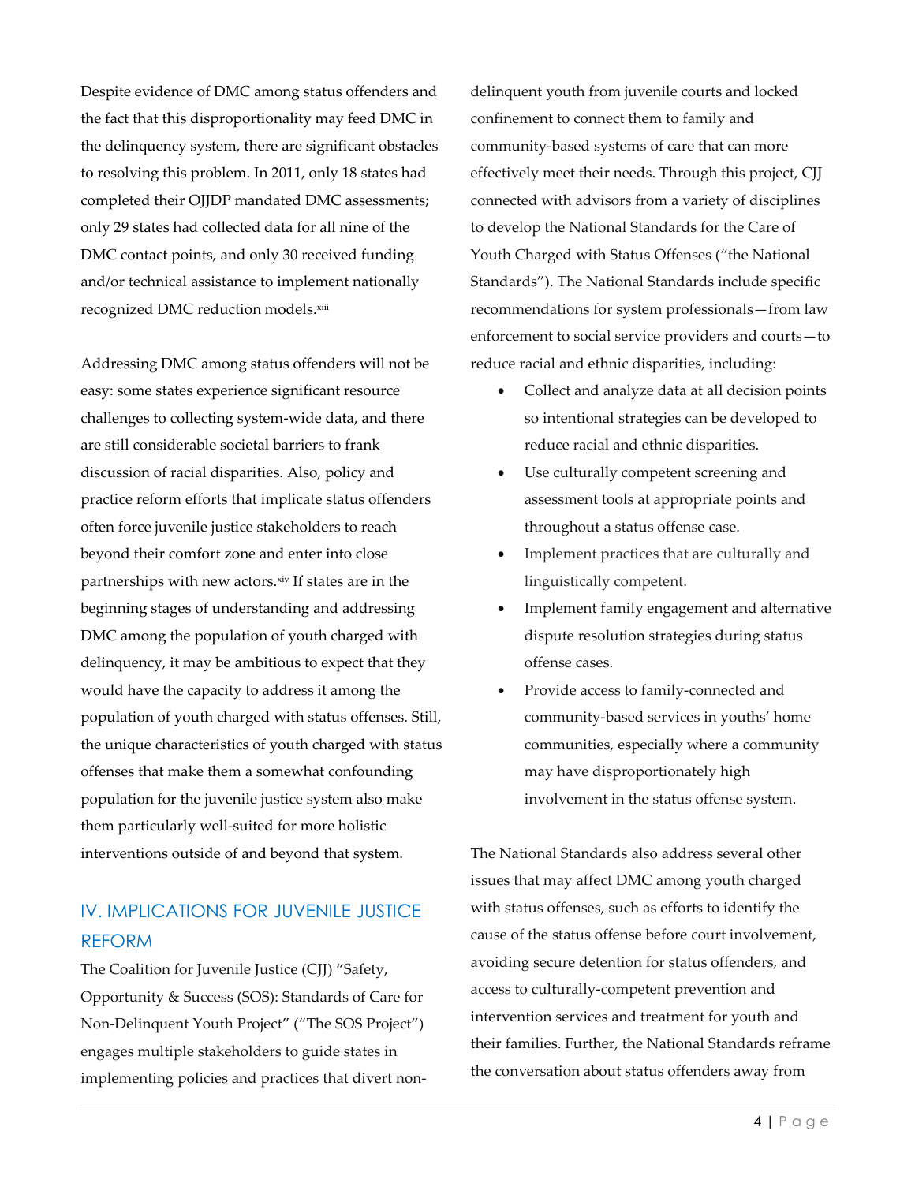Despite evidence of DMC among status offenders and the fact that this disproportionality may feed DMC in the delinquency system, there are significant obstacles to resolving this problem. In 2011, only 18 states had completed their OJJDP mandated DMC assessments; only 29 states had collected data for all nine of the DMC contact points, and only 30 received funding and/or technical assistance to implement nationally recognized DMC reduction models.[xiii]

Addressing DMC among status offenders will not be easy: some states experience significant resource challenges to collecting system-wide data, and there are still considerable societal barriers to frank discussion of racial disparities. Also, policy and practice reform efforts that implicate status offenders often force juvenile justice stakeholders to reach beyond their comfort zone and enter into close partnerships with new actors.[xiv] If states are in the beginning stages of understanding and addressing DMC among the population of youth charged with delinquency, it may be ambitious to expect that they would have the capacity to address it among the population of youth charged with status offenses. Still, the unique characteristics of youth charged with status offenses that make them a somewhat confounding population for the juvenile justice system also make them particularly well-suited for more holistic interventions outside of and beyond that system.

## IV. IMPLICATIONS FOR JUVENILE JUSTICE REFORM

The Coalition for Juvenile Justice (CJJ) "Safety, Opportunity & Success (SOS): Standards of Care for Non-Delinquent Youth Project" ("The SOS Project") engages multiple stakeholders to guide states in implementing policies and practices that divert non-delinquent youth from juvenile courts and locked confinement to connect them to family and community-based systems of care that can more effectively meet their needs. Through this project, CJJ connected with advisors from a variety of disciplines to develop the National Standards for the Care of Youth Charged with Status Offenses ("the National Standards"). The National Standards include specific recommendations for system professionals—from law enforcement to social service providers and courts—to reduce racial and ethnic disparities, including:

- Collect and analyze data at all decision points so intentional strategies can be developed to reduce racial and ethnic disparities.
- Use culturally competent screening and assessment tools at appropriate points and throughout a status offense case.
- Implement practices that are culturally and linguistically competent.
- Implement family engagement and alternative dispute resolution strategies during status offense cases.
- Provide access to family-connected and community-based services in youths' home communities, especially where a community may have disproportionately high involvement in the status offense system.

The National Standards also address several other issues that may affect DMC among youth charged with status offenses, such as efforts to identify the cause of the status offense before court involvement, avoiding secure detention for status offenders, and access to culturally-competent prevention and intervention services and treatment for youth and their families. Further, the National Standards reframe the conversation about status offenders away from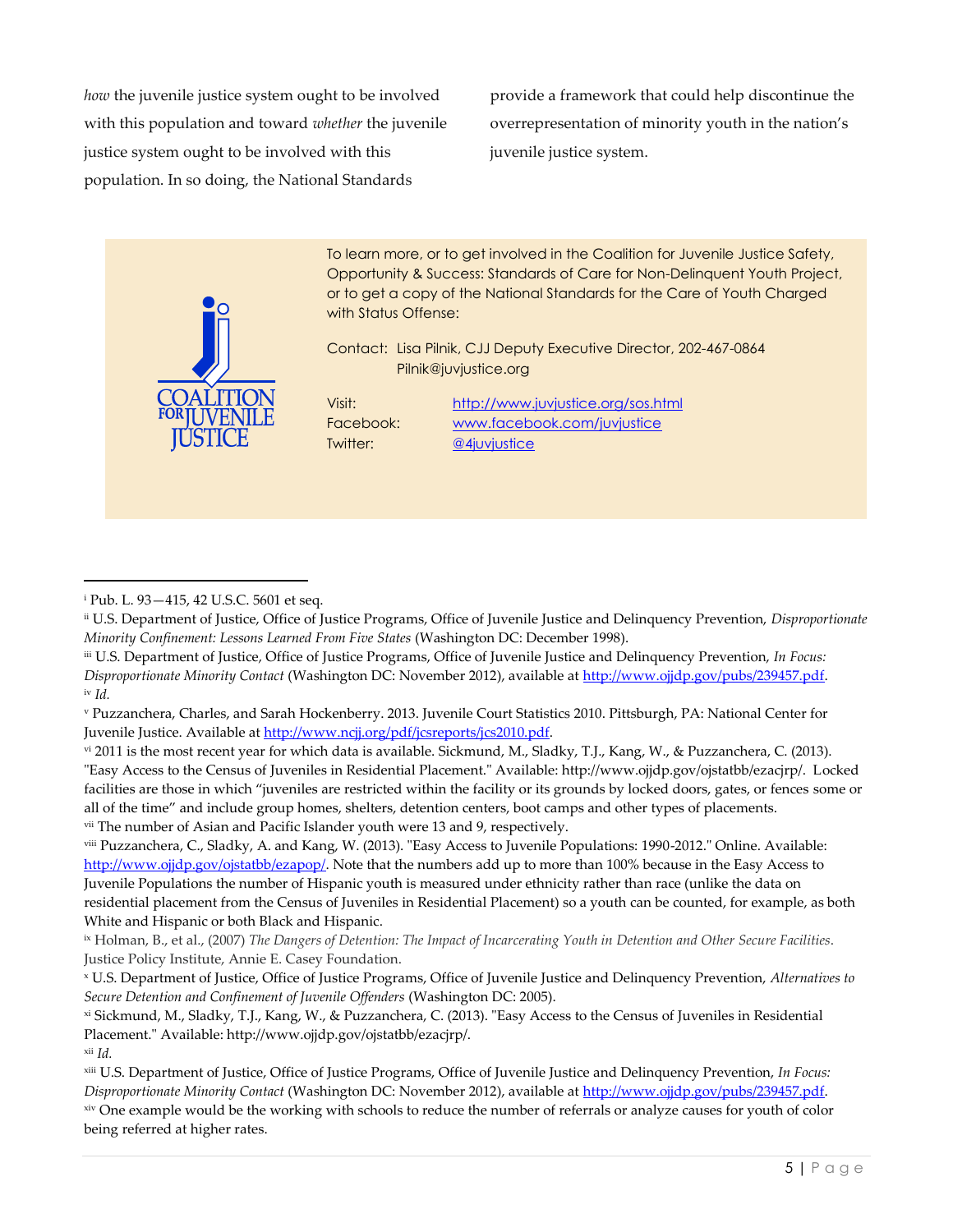*how* the juvenile justice system ought to be involved with this population and toward *whether* the juvenile justice system ought to be involved with this population. In so doing, the National Standards provide a framework that could help discontinue the overrepresentation of minority youth in the nation's juvenile justice system.

COALITION FOR JUVENILE JUSTICE

To learn more, or to get involved in the Coalition for Juvenile Justice Safety, Opportunity & Success: Standards of Care for Non-Delinquent Youth Project, or to get a copy of the National Standards for the Care of Youth Charged with Status Offense:

Contact: Lisa Pilnik, CJJ Deputy Executive Director, 202-467-0864
Pilnik@juvjustice.org

Visit: http://www.juvjustice.org/sos.html
Facebook: www.facebook.com/juvjustice
Twitter: @4juvjustice

---

[i] Pub. L. 93—415, 42 U.S.C. 5601 et seq.

[ii] U.S. Department of Justice, Office of Justice Programs, Office of Juvenile Justice and Delinquency Prevention, *Disproportionate Minority Confinement: Lessons Learned From Five States* (Washington DC: December 1998).

[iii] U.S. Department of Justice, Office of Justice Programs, Office of Juvenile Justice and Delinquency Prevention, *In Focus: Disproportionate Minority Contact* (Washington DC: November 2012), available at http://www.ojjdp.gov/pubs/239457.pdf.

[iv] *Id.*

[v] Puzzanchera, Charles, and Sarah Hockenberry. 2013. Juvenile Court Statistics 2010. Pittsburgh, PA: National Center for Juvenile Justice. Available at http://www.ncjj.org/pdf/jcsreports/jcs2010.pdf.

[vi] 2011 is the most recent year for which data is available. Sickmund, M., Sladky, T.J., Kang, W., & Puzzanchera, C. (2013). "Easy Access to the Census of Juveniles in Residential Placement." Available: http://www.ojjdp.gov/ojstatbb/ezacjrp/. Locked facilities are those in which "juveniles are restricted within the facility or its grounds by locked doors, gates, or fences some or all of the time" and include group homes, shelters, detention centers, boot camps and other types of placements.

[vii] The number of Asian and Pacific Islander youth were 13 and 9, respectively.

[viii] Puzzanchera, C., Sladky, A. and Kang, W. (2013). "Easy Access to Juvenile Populations: 1990-2012." Online. Available: http://www.ojjdp.gov/ojstatbb/ezapop/. Note that the numbers add up to more than 100% because in the Easy Access to Juvenile Populations the number of Hispanic youth is measured under ethnicity rather than race (unlike the data on residential placement from the Census of Juveniles in Residential Placement) so a youth can be counted, for example, as both White and Hispanic or both Black and Hispanic.

[ix] Holman, B., et al., (2007) *The Dangers of Detention: The Impact of Incarcerating Youth in Detention and Other Secure Facilities*. Justice Policy Institute, Annie E. Casey Foundation.

[x] U.S. Department of Justice, Office of Justice Programs, Office of Juvenile Justice and Delinquency Prevention, *Alternatives to Secure Detention and Confinement of Juvenile Offenders* (Washington DC: 2005).

[xi] Sickmund, M., Sladky, T.J., Kang, W., & Puzzanchera, C. (2013). "Easy Access to the Census of Juveniles in Residential Placement." Available: http://www.ojjdp.gov/ojstatbb/ezacjrp/.

[xii] *Id.*

[xiii] U.S. Department of Justice, Office of Justice Programs, Office of Juvenile Justice and Delinquency Prevention, *In Focus: Disproportionate Minority Contact* (Washington DC: November 2012), available at http://www.ojjdp.gov/pubs/239457.pdf.

[xiv] One example would be the working with schools to reduce the number of referrals or analyze causes for youth of color being referred at higher rates.